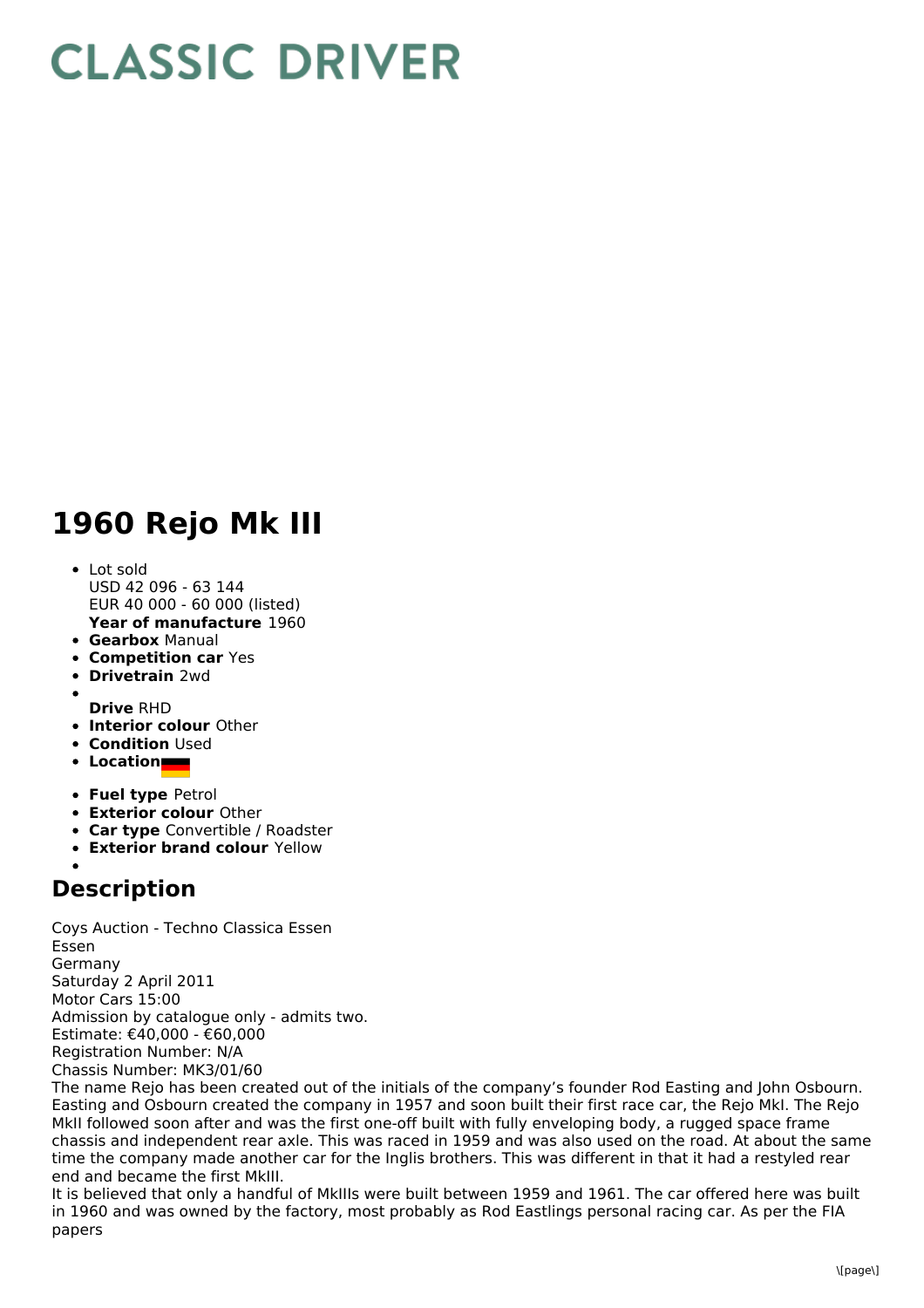# CLASSIC DRIVER

# 1960 Rejo Mk III

- Lot sold
  USD 42 096 - 63 144
  EUR 40 000 - 60 000 (listed)
  **Year of manufacture** 1960
- **Gearbox** Manual
- **Competition car** Yes
- **Drivetrain** 2wd
- 
  **Drive** RHD
- **Interior colour** Other
- **Condition** Used
- **Location**
- **Fuel type** Petrol
- **Exterior colour** Other
- **Car type** Convertible / Roadster
- **Exterior brand colour** Yellow

## Description

Coys Auction - Techno Classica Essen
Essen
Germany
Saturday 2 April 2011
Motor Cars 15:00
Admission by catalogue only - admits two.
Estimate: €40,000 - €60,000
Registration Number: N/A
Chassis Number: MK3/01/60
The name Rejo has been created out of the initials of the company's founder Rod Easting and John Osbourn. Easting and Osbourn created the company in 1957 and soon built their first race car, the Rejo MkI. The Rejo MkII followed soon after and was the first one-off built with fully enveloping body, a rugged space frame chassis and independent rear axle. This was raced in 1959 and was also used on the road. At about the same time the company made another car for the Inglis brothers. This was different in that it had a restyled rear end and became the first MkIII.
It is believed that only a handful of MkIIIs were built between 1959 and 1961. The car offered here was built in 1960 and was owned by the factory, most probably as Rod Eastlings personal racing car. As per the FIA papers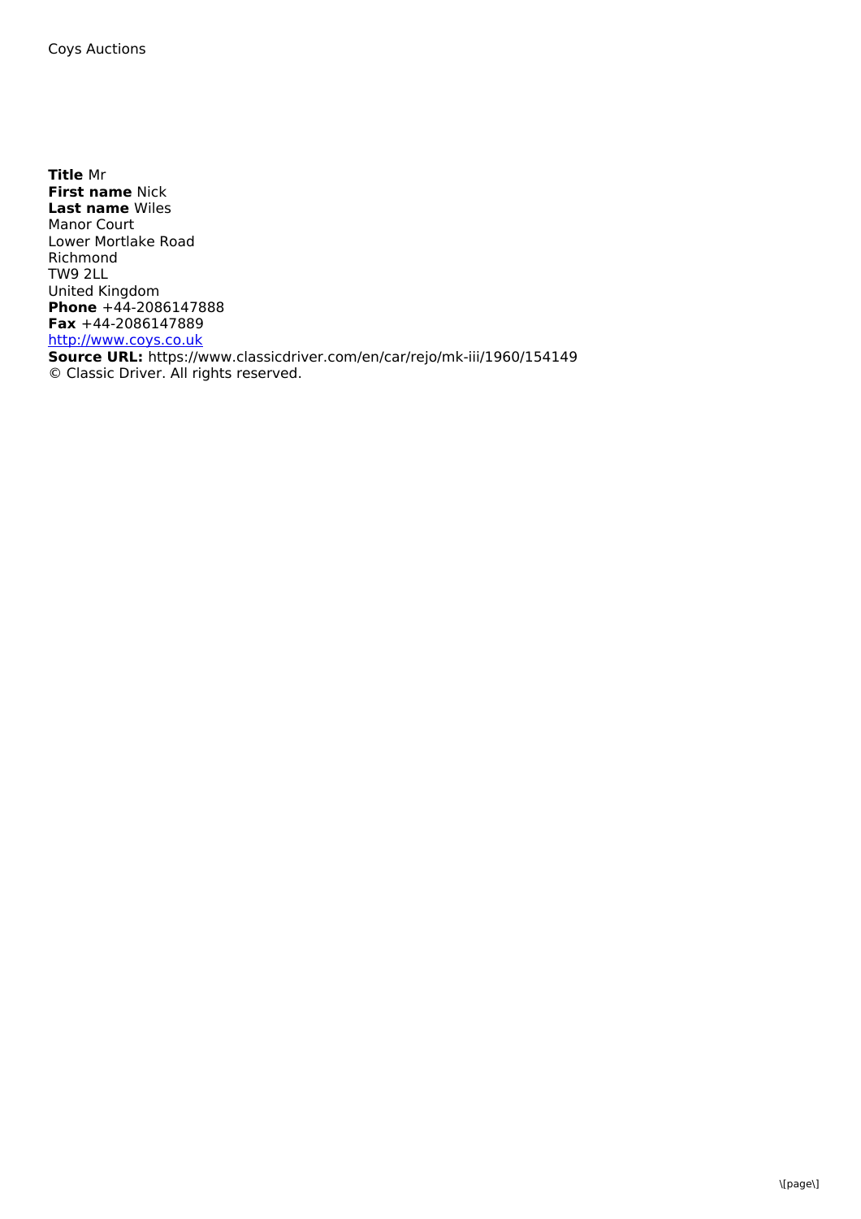Coys Auctions

**Title** Mr
**First name** Nick
**Last name** Wiles
Manor Court
Lower Mortlake Road
Richmond
TW9 2LL
United Kingdom
**Phone** +44-2086147888
**Fax** +44-2086147889
[http://www.coys.co.uk](http://www.coys.co.uk)
**Source URL:** https://www.classicdriver.com/en/car/rejo/mk-iii/1960/154149
© Classic Driver. All rights reserved.